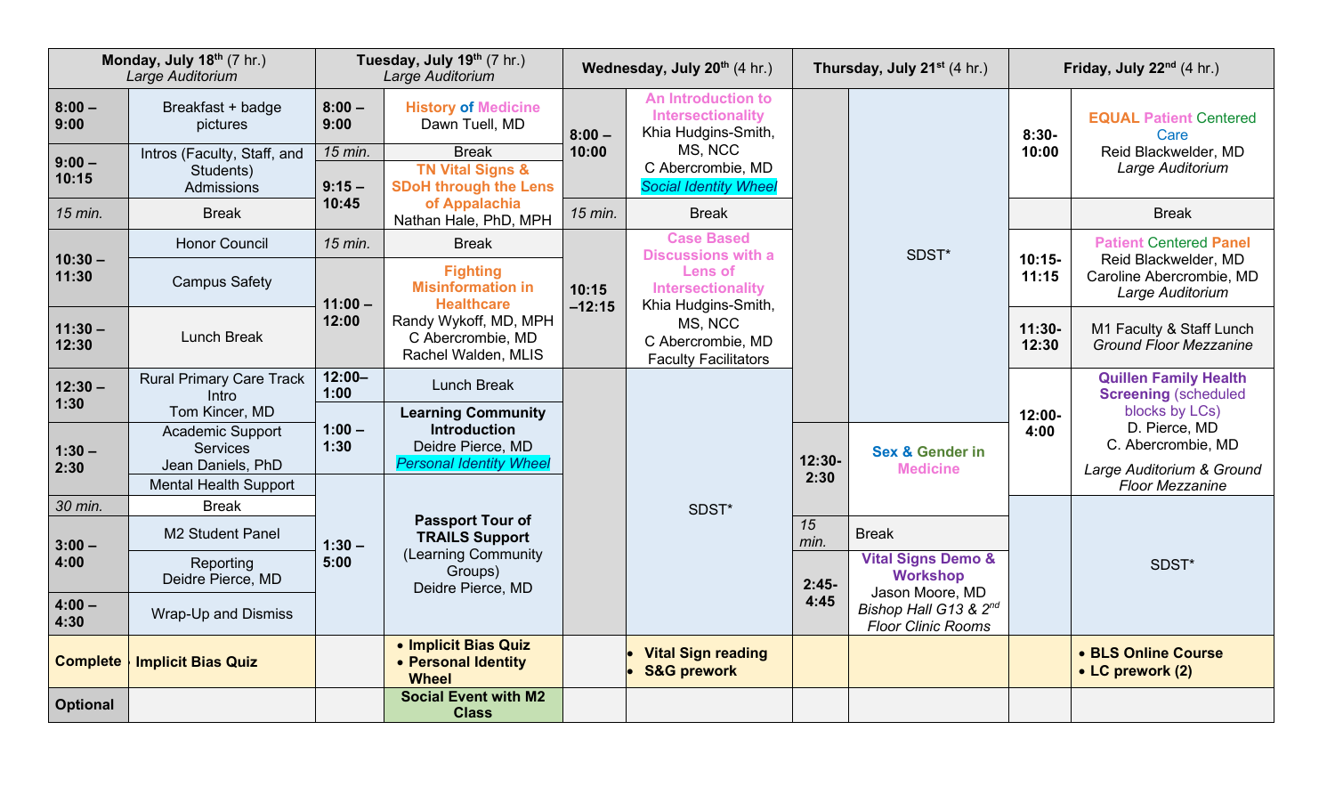| Monday, July 18th (7 hr.) *Large Auditorium* | | Tuesday, July 19th (7 hr.) *Large Auditorium* | | Wednesday, July 20th (4 hr.) | | Thursday, July 21st (4 hr.) | | Friday, July 22nd (4 hr.) | |
|---|---|---|---|---|---|---|---|---|---|
| **8:00 – 9:00** | Breakfast + badge pictures | **8:00 – 9:00** | **History of Medicine** Dawn Tuell, MD | **8:00 – 10:00** | **An Introduction to Intersectionality** Khia Hudgins-Smith, MS, NCC C Abercrombie, MD *Social Identity Wheel* | | SDST* | **8:30-10:00** | **EQUAL Patient Centered Care** Reid Blackwelder, MD *Large Auditorium* |
| **9:00 – 10:15** | Intros (Faculty, Staff, and Students) Admissions | *15 min.* | Break | | | | | | |
| | | **9:15 – 10:45** | **TN Vital Signs & SDoH through the Lens of Appalachia** Nathan Hale, PhD, MPH | | | | | | |
| *15 min.* | Break | | | *15 min.* | Break | | | | Break |
| **10:30 – 11:30** | Honor Council | *15 min.* | Break | **10:15 –12:15** | **Case Based Discussions with a Lens of Intersectionality** Khia Hudgins-Smith, MS, NCC C Abercrombie, MD Faculty Facilitators | | | **10:15-11:15** | **Patient Centered Panel** Reid Blackwelder, MD Caroline Abercrombie, MD *Large Auditorium* |
| | Campus Safety | **11:00 – 12:00** | **Fighting Misinformation in Healthcare** Randy Wykoff, MD, MPH C Abercrombie, MD Rachel Walden, MLIS | | | | | | |
| **11:30 – 12:30** | Lunch Break | | | | | | | **11:30-12:30** | M1 Faculty & Staff Lunch *Ground Floor Mezzanine* |
| **12:30 – 1:30** | Rural Primary Care Track Intro Tom Kincer, MD | **12:00– 1:00** | Lunch Break | | SDST* | | | **12:00-4:00** | **Quillen Family Health Screening** (scheduled blocks by LCs) D. Pierce, MD C. Abercrombie, MD *Large Auditorium & Ground Floor Mezzanine* |
| **1:30 – 2:30** | Academic Support Services Jean Daniels, PhD | **1:00 – 1:30** | **Learning Community Introduction** Deidre Pierce, MD *Personal Identity Wheel* | | | **12:30-2:30** | **Sex & Gender in Medicine** | | |
| | Mental Health Support | **1:30 – 5:00** | **Passport Tour of TRAILS Support** (Learning Community Groups) Deidre Pierce, MD | | | | | | |
| *30 min.* | Break | | | | | | | | SDST* |
| **3:00 – 4:00** | M2 Student Panel | | | | | *15 min.* | Break | | |
| | Reporting Deidre Pierce, MD | | | | | **2:45-4:45** | **Vital Signs Demo & Workshop** Jason Moore, MD *Bishop Hall G13 & 2nd Floor Clinic Rooms* | | |
| **4:00 – 4:30** | Wrap-Up and Dismiss | | | | | | | | |
| **Complete** | **Implicit Bias Quiz** | | • **Implicit Bias Quiz** • **Personal Identity Wheel** | | • **Vital Sign reading** • **S&G prework** | | | | • **BLS Online Course** • **LC prework (2)** |
| **Optional** | | | **Social Event with M2 Class** | | | | | | |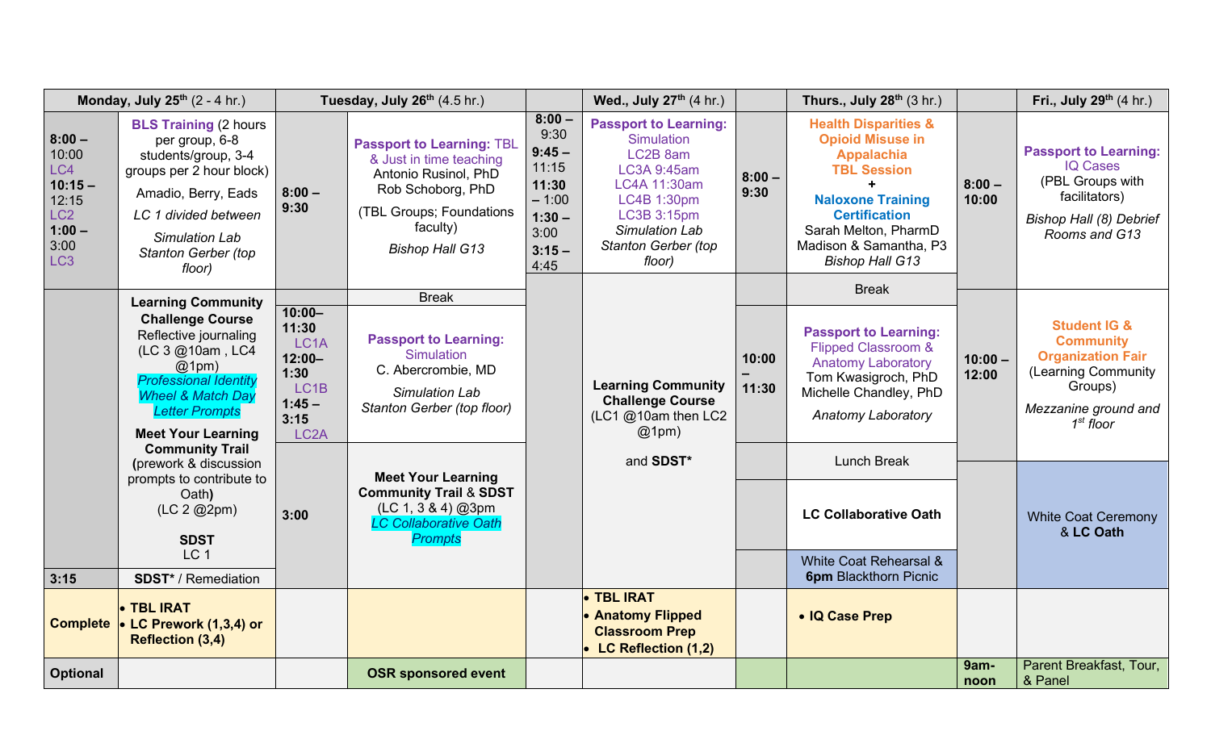| Monday, July 25th (2 - 4 hr.) | | Tuesday, July 26th (4.5 hr.) | | | Wed., July 27th (4 hr.) | | Thurs., July 28th (3 hr.) | | Fri., July 29th (4 hr.) |
|---|---|---|---|---|---|---|---|---|---|
| **8:00 –** 10:00 LC4 **10:15 –** 12:15 LC2 **1:00 –** 3:00 LC3 | **BLS Training** (2 hours per group, 6-8 students/group, 3-4 groups per 2 hour block) Amadio, Berry, Eads *LC 1 divided between* *Simulation Lab Stanton Gerber (top floor)* | **8:00 – 9:30** | **Passport to Learning:** TBL & Just in time teaching Antonio Rusinol, PhD Rob Schoborg, PhD (TBL Groups; Foundations faculty) *Bishop Hall G13* | **8:00 –** 9:30 **9:45 –** 11:15 **11:30 – 1:00** **1:30 –** 3:00 **3:15 –** 4:45 | **Passport to Learning:** Simulation LC2B 8am LC3A 9:45am LC4A 11:30am LC4B 1:30pm LC3B 3:15pm *Simulation Lab Stanton Gerber (top floor)* | **8:00 – 9:30** | **Health Disparities & Opioid Misuse in Appalachia TBL Session + Naloxone Training Certification** Sarah Melton, PharmD Madison & Samantha, P3 *Bishop Hall G13* | **8:00 – 10:00** | **Passport to Learning:** IQ Cases (PBL Groups with facilitators) *Bishop Hall (8) Debrief Rooms and G13* |
| | **Learning Community Challenge Course** Reflective journaling (LC 3 @10am , LC4 @1pm) *Professional Identity Wheel & Match Day Letter Prompts* **Meet Your Learning Community Trail** (prework & discussion prompts to contribute to Oath) (LC 2 @2pm) **SDST** LC 1 | | Break | | **Learning Community Challenge Course** (LC1 @10am then LC2 @1pm) and **SDST*** | | Break | | |
| | | **10:00– 11:30** LC1A **12:00– 1:30** LC1B **1:45 – 3:15** LC2A | **Passport to Learning:** Simulation C. Abercrombie, MD *Simulation Lab Stanton Gerber (top floor)* | | | **10:00 – 11:30** | **Passport to Learning:** Flipped Classroom & Anatomy Laboratory Tom Kwasigroch, PhD Michelle Chandley, PhD *Anatomy Laboratory* | **10:00 – 12:00** | **Student IG & Community Organization Fair** (Learning Community Groups) *Mezzanine ground and 1st floor* |
| | | **3:00** | **Meet Your Learning Community Trail & SDST** (LC 1, 3 & 4) @3pm *LC Collaborative Oath Prompts* | | | | Lunch Break | | White Coat Ceremony & **LC Oath** |
| | | | | | | | **LC Collaborative Oath** | | |
| **3:15** | **SDST*** / Remediation | | | | | | White Coat Rehearsal & **6pm** Blackthorn Picnic | | |
| **Complete** | • **TBL IRAT** • **LC Prework (1,3,4) or Reflection (3,4)** | | | | • **TBL IRAT** • **Anatomy Flipped Classroom Prep** • **LC Reflection (1,2)** | | • **IQ Case Prep** | | |
| **Optional** | | | **OSR sponsored event** | | | | | **9am-noon** | Parent Breakfast, Tour, & Panel |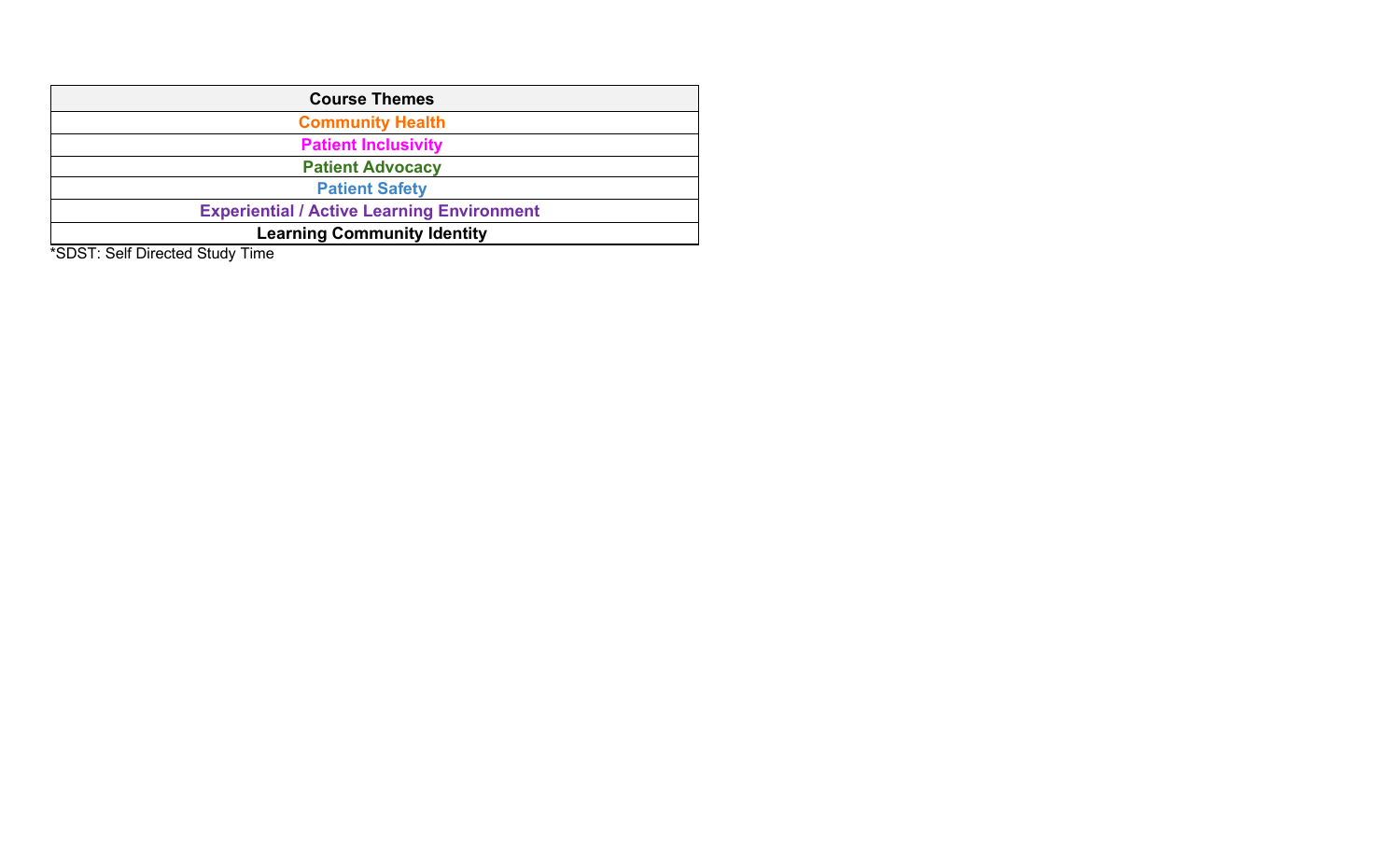| Course Themes |
| --- |
| **Community Health** |
| **Patient Inclusivity** |
| **Patient Advocacy** |
| **Patient Safety** |
| **Experiential / Active Learning Environment** |
| **Learning Community Identity** |

*SDST: Self Directed Study Time